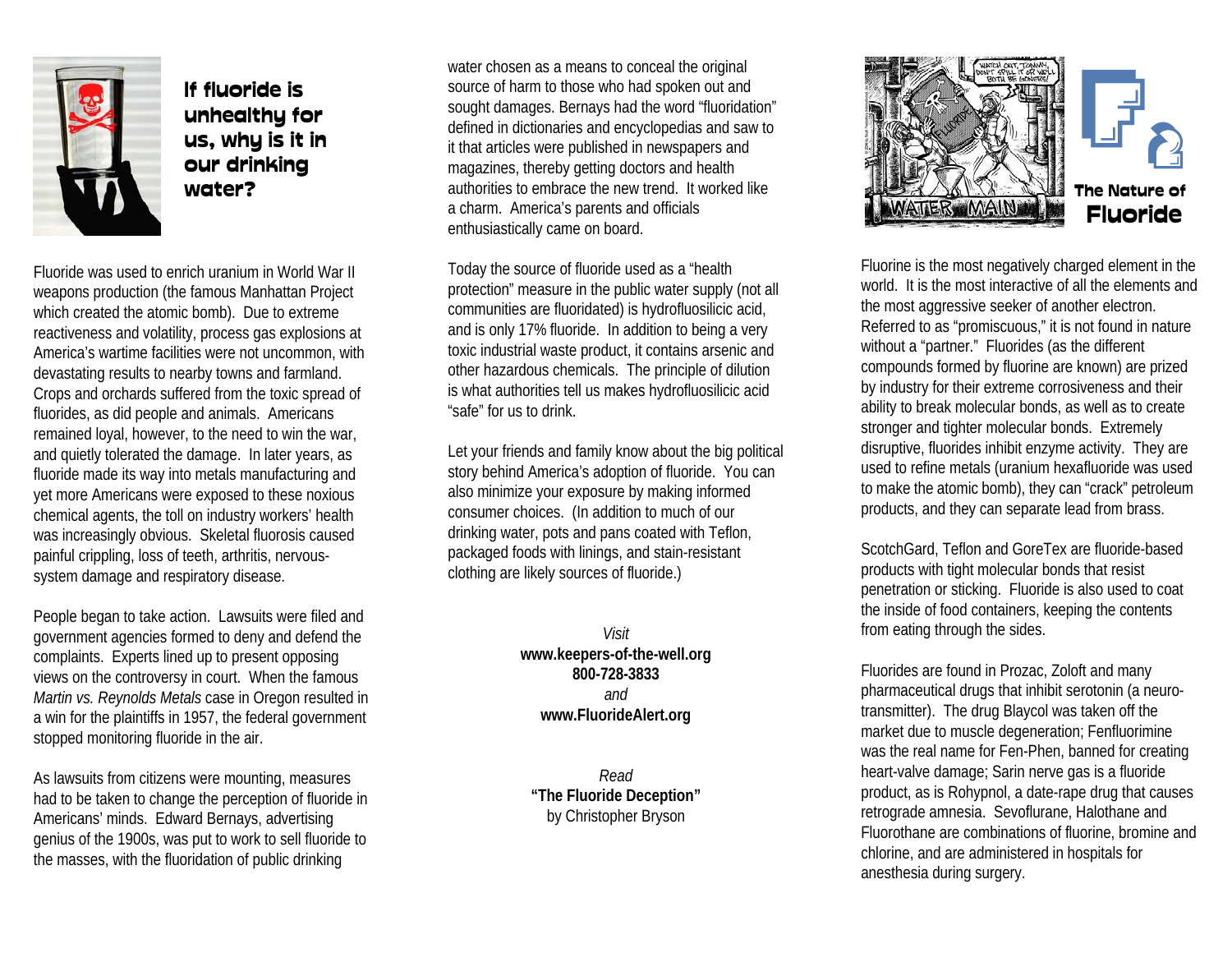# If fluoride is unhealthy for us, why is it in our drinking water?

Fluoride was used to enrich uranium in World War II weapons production (the famous Manhattan Project which created the atomic bomb). Due to extreme reactiveness and volatility, process gas explosions at America's wartime facilities were not uncommon, with devastating results to nearby towns and farmland. Crops and orchards suffered from the toxic spread of fluorides, as did people and animals. Americans remained loyal, however, to the need to win the war, and quietly tolerated the damage. In later years, as fluoride made its way into metals manufacturing and yet more Americans were exposed to these noxious chemical agents, the toll on industry workers' health was increasingly obvious. Skeletal fluorosis caused painful crippling, loss of teeth, arthritis, nervous-system damage and respiratory disease.

People began to take action. Lawsuits were filed and government agencies formed to deny and defend the complaints. Experts lined up to present opposing views on the controversy in court. When the famous *Martin vs. Reynolds Metals* case in Oregon resulted in a win for the plaintiffs in 1957, the federal government stopped monitoring fluoride in the air.

As lawsuits from citizens were mounting, measures had to be taken to change the perception of fluoride in Americans' minds. Edward Bernays, advertising genius of the 1900s, was put to work to sell fluoride to the masses, with the fluoridation of public drinking water chosen as a means to conceal the original source of harm to those who had spoken out and sought damages. Bernays had the word "fluoridation" defined in dictionaries and encyclopedias and saw to it that articles were published in newspapers and magazines, thereby getting doctors and health authorities to embrace the new trend. It worked like a charm. America's parents and officials enthusiastically came on board.

Today the source of fluoride used as a "health protection" measure in the public water supply (not all communities are fluoridated) is hydrofluosilicic acid, and is only 17% fluoride. In addition to being a very toxic industrial waste product, it contains arsenic and other hazardous chemicals. The principle of dilution is what authorities tell us makes hydrofluosilicic acid "safe" for us to drink.

Let your friends and family know about the big political story behind America's adoption of fluoride. You can also minimize your exposure by making informed consumer choices. (In addition to much of our drinking water, pots and pans coated with Teflon, packaged foods with linings, and stain-resistant clothing are likely sources of fluoride.)

*Visit*
**www.keepers-of-the-well.org**
**800-728-3833**
*and*
**www.FluorideAlert.org**

*Read*
**"The Fluoride Deception"**
by Christopher Bryson

# The Nature of Fluoride

Fluorine is the most negatively charged element in the world. It is the most interactive of all the elements and the most aggressive seeker of another electron. Referred to as "promiscuous," it is not found in nature without a "partner." Fluorides (as the different compounds formed by fluorine are known) are prized by industry for their extreme corrosiveness and their ability to break molecular bonds, as well as to create stronger and tighter molecular bonds. Extremely disruptive, fluorides inhibit enzyme activity. They are used to refine metals (uranium hexafluoride was used to make the atomic bomb), they can "crack" petroleum products, and they can separate lead from brass.

ScotchGard, Teflon and GoreTex are fluoride-based products with tight molecular bonds that resist penetration or sticking. Fluoride is also used to coat the inside of food containers, keeping the contents from eating through the sides.

Fluorides are found in Prozac, Zoloft and many pharmaceutical drugs that inhibit serotonin (a neuro-transmitter). The drug Blaycol was taken off the market due to muscle degeneration; Fenfluorimine was the real name for Fen-Phen, banned for creating heart-valve damage; Sarin nerve gas is a fluoride product, as is Rohypnol, a date-rape drug that causes retrograde amnesia. Sevoflurane, Halothane and Fluorothane are combinations of fluorine, bromine and chlorine, and are administered in hospitals for anesthesia during surgery.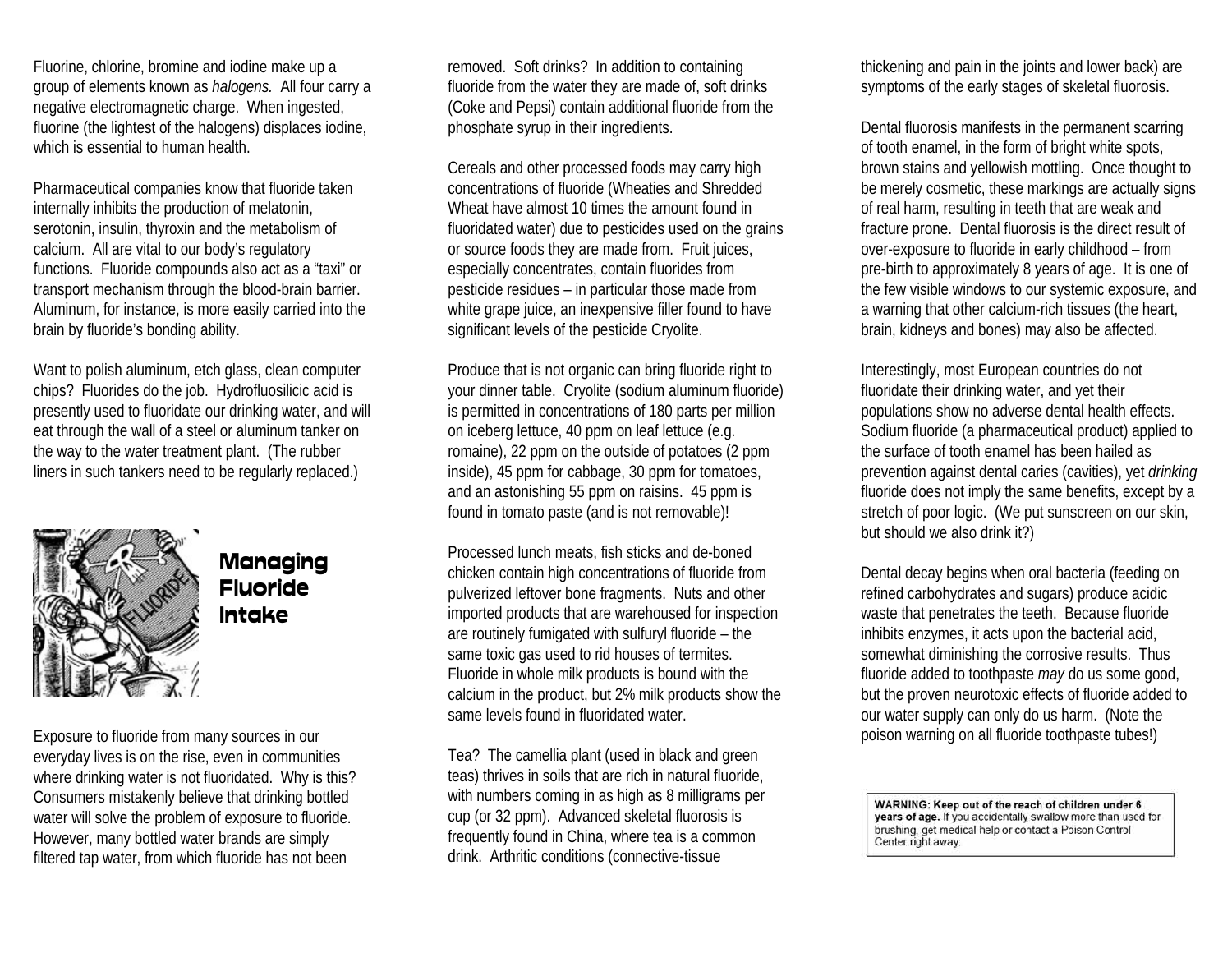Fluorine, chlorine, bromine and iodine make up a group of elements known as *halogens.* All four carry a negative electromagnetic charge. When ingested, fluorine (the lightest of the halogens) displaces iodine, which is essential to human health.

Pharmaceutical companies know that fluoride taken internally inhibits the production of melatonin, serotonin, insulin, thyroxin and the metabolism of calcium. All are vital to our body's regulatory functions. Fluoride compounds also act as a "taxi" or transport mechanism through the blood-brain barrier. Aluminum, for instance, is more easily carried into the brain by fluoride's bonding ability.

Want to polish aluminum, etch glass, clean computer chips? Fluorides do the job. Hydrofluosilicic acid is presently used to fluoridate our drinking water, and will eat through the wall of a steel or aluminum tanker on the way to the water treatment plant. (The rubber liners in such tankers need to be regularly replaced.)

## Managing Fluoride Intake

Exposure to fluoride from many sources in our everyday lives is on the rise, even in communities where drinking water is not fluoridated. Why is this? Consumers mistakenly believe that drinking bottled water will solve the problem of exposure to fluoride. However, many bottled water brands are simply filtered tap water, from which fluoride has not been removed. Soft drinks? In addition to containing fluoride from the water they are made of, soft drinks (Coke and Pepsi) contain additional fluoride from the phosphate syrup in their ingredients.

Cereals and other processed foods may carry high concentrations of fluoride (Wheaties and Shredded Wheat have almost 10 times the amount found in fluoridated water) due to pesticides used on the grains or source foods they are made from. Fruit juices, especially concentrates, contain fluorides from pesticide residues – in particular those made from white grape juice, an inexpensive filler found to have significant levels of the pesticide Cryolite.

Produce that is not organic can bring fluoride right to your dinner table. Cryolite (sodium aluminum fluoride) is permitted in concentrations of 180 parts per million on iceberg lettuce, 40 ppm on leaf lettuce (e.g. romaine), 22 ppm on the outside of potatoes (2 ppm inside), 45 ppm for cabbage, 30 ppm for tomatoes, and an astonishing 55 ppm on raisins. 45 ppm is found in tomato paste (and is not removable)!

Processed lunch meats, fish sticks and de-boned chicken contain high concentrations of fluoride from pulverized leftover bone fragments. Nuts and other imported products that are warehoused for inspection are routinely fumigated with sulfuryl fluoride – the same toxic gas used to rid houses of termites. Fluoride in whole milk products is bound with the calcium in the product, but 2% milk products show the same levels found in fluoridated water.

Tea? The camellia plant (used in black and green teas) thrives in soils that are rich in natural fluoride, with numbers coming in as high as 8 milligrams per cup (or 32 ppm). Advanced skeletal fluorosis is frequently found in China, where tea is a common drink. Arthritic conditions (connective-tissue thickening and pain in the joints and lower back) are symptoms of the early stages of skeletal fluorosis.

Dental fluorosis manifests in the permanent scarring of tooth enamel, in the form of bright white spots, brown stains and yellowish mottling. Once thought to be merely cosmetic, these markings are actually signs of real harm, resulting in teeth that are weak and fracture prone. Dental fluorosis is the direct result of over-exposure to fluoride in early childhood – from pre-birth to approximately 8 years of age. It is one of the few visible windows to our systemic exposure, and a warning that other calcium-rich tissues (the heart, brain, kidneys and bones) may also be affected.

Interestingly, most European countries do not fluoridate their drinking water, and yet their populations show no adverse dental health effects. Sodium fluoride (a pharmaceutical product) applied to the surface of tooth enamel has been hailed as prevention against dental caries (cavities), yet *drinking* fluoride does not imply the same benefits, except by a stretch of poor logic. (We put sunscreen on our skin, but should we also drink it?)

Dental decay begins when oral bacteria (feeding on refined carbohydrates and sugars) produce acidic waste that penetrates the teeth. Because fluoride inhibits enzymes, it acts upon the bacterial acid, somewhat diminishing the corrosive results. Thus fluoride added to toothpaste *may* do us some good, but the proven neurotoxic effects of fluoride added to our water supply can only do us harm. (Note the poison warning on all fluoride toothpaste tubes!)

**WARNING: Keep out of the reach of children under 6 years of age.** If you accidentally swallow more than used for brushing, get medical help or contact a Poison Control Center right away.